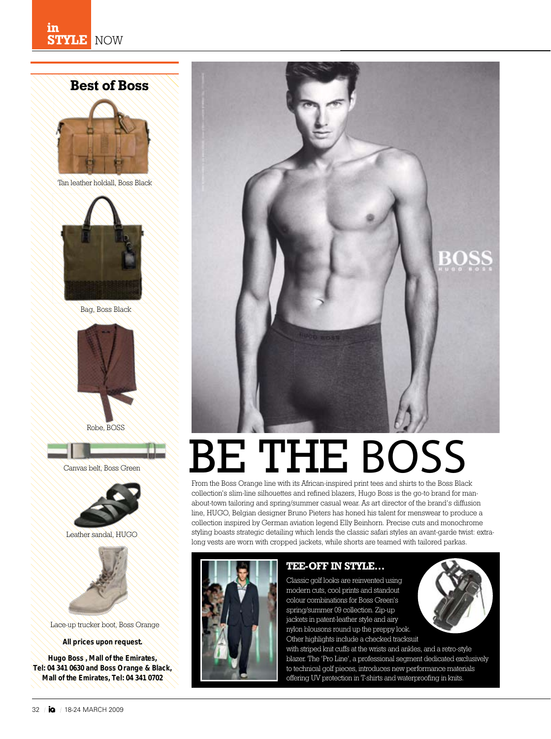## Best of Boss

Tan leather holdall, Boss Black

Bag, Boss Black

Robe, BOSS

Canvas belt, Boss Green

Leather sandal, HUGO

Lace-up trucker boot, Boss Orange

**All prices upon request.**

**Hugo Boss , Mall of the Emirates, Tel: 04 341 0630 and Boss Orange & Black, Mall of the Emirates, Tel: 04 341 0702**

# BE THE BOSS

From the Boss Orange line with its African-inspired print tees and shirts to the Boss Black collection's slim-line silhouettes and refined blazers, Hugo Boss is the go-to brand for man-about-town tailoring and spring/summer casual wear. As art director of the brand's diffusion line, HUGO, Belgian designer Bruno Pieters has honed his talent for menswear to produce a collection inspired by German aviation legend Elly Beinhorn. Precise cuts and monochrome styling boasts strategic detailing which lends the classic safari styles an avant-garde twist: extra-long vests are worn with cropped jackets, while shorts are teamed with tailored parkas.

### TEE-OFF IN STYLE...

Classic golf looks are reinvented using modern cuts, cool prints and standout colour combinations for Boss Green's spring/summer 09 collection. Zip-up jackets in patent-leather style and airy nylon blousons round up the preppy look. Other highlights include a checked tracksuit with striped knit cuffs at the wrists and ankles, and a retro-style blazer. The 'Pro Line', a professional segment dedicated exclusively to technical golf pieces, introduces new performance materials offering UV protection in T-shirts and waterproofing in knits.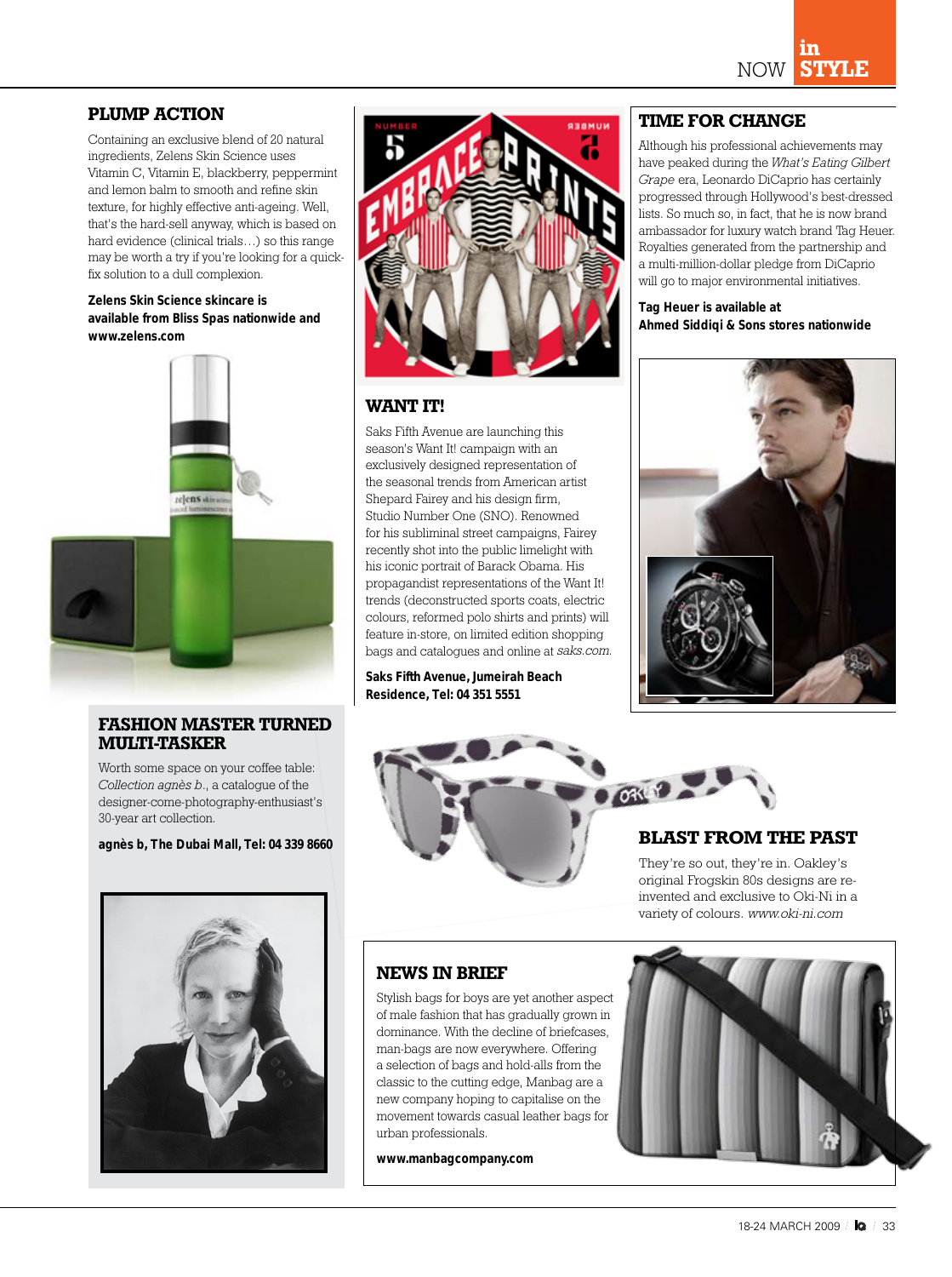## PLUMP ACTION

Containing an exclusive blend of 20 natural ingredients, Zelens Skin Science uses Vitamin C, Vitamin E, blackberry, peppermint and lemon balm to smooth and refine skin texture, for highly effective anti-ageing. Well, that's the hard-sell anyway, which is based on hard evidence (clinical trials…) so this range may be worth a try if you're looking for a quick-fix solution to a dull complexion.

**Zelens Skin Science skincare is available from Bliss Spas nationwide and www.zelens.com**

## FASHION MASTER TURNED MULTI-TASKER

Worth some space on your coffee table: *Collection agnès b.*, a catalogue of the designer-come-photography-enthusiast's 30-year art collection.

**agnès b, The Dubai Mall, Tel: 04 339 8660**

## WANT IT!

Saks Fifth Avenue are launching this season's Want It! campaign with an exclusively designed representation of the seasonal trends from American artist Shepard Fairey and his design firm, Studio Number One (SNO). Renowned for his subliminal street campaigns, Fairey recently shot into the public limelight with his iconic portrait of Barack Obama. His propagandist representations of the Want It! trends (deconstructed sports coats, electric colours, reformed polo shirts and prints) will feature in-store, on limited edition shopping bags and catalogues and online at *saks.com*.

**Saks Fifth Avenue, Jumeirah Beach Residence, Tel: 04 351 5551**

## TIME FOR CHANGE

Although his professional achievements may have peaked during the *What's Eating Gilbert Grape* era, Leonardo DiCaprio has certainly progressed through Hollywood's best-dressed lists. So much so, in fact, that he is now brand ambassador for luxury watch brand Tag Heuer. Royalties generated from the partnership and a multi-million-dollar pledge from DiCaprio will go to major environmental initiatives.

**Tag Heuer is available at Ahmed Siddiqi & Sons stores nationwide**

## BLAST FROM THE PAST

They're so out, they're in. Oakley's original Frogskin 80s designs are re-invented and exclusive to Oki-Ni in a variety of colours. *www.oki-ni.com*

## NEWS IN BRIEF

Stylish bags for boys are yet another aspect of male fashion that has gradually grown in dominance. With the decline of briefcases, man-bags are now everywhere. Offering a selection of bags and hold-alls from the classic to the cutting edge, Manbag are a new company hoping to capitalise on the movement towards casual leather bags for urban professionals.

**www.manbagcompany.com**